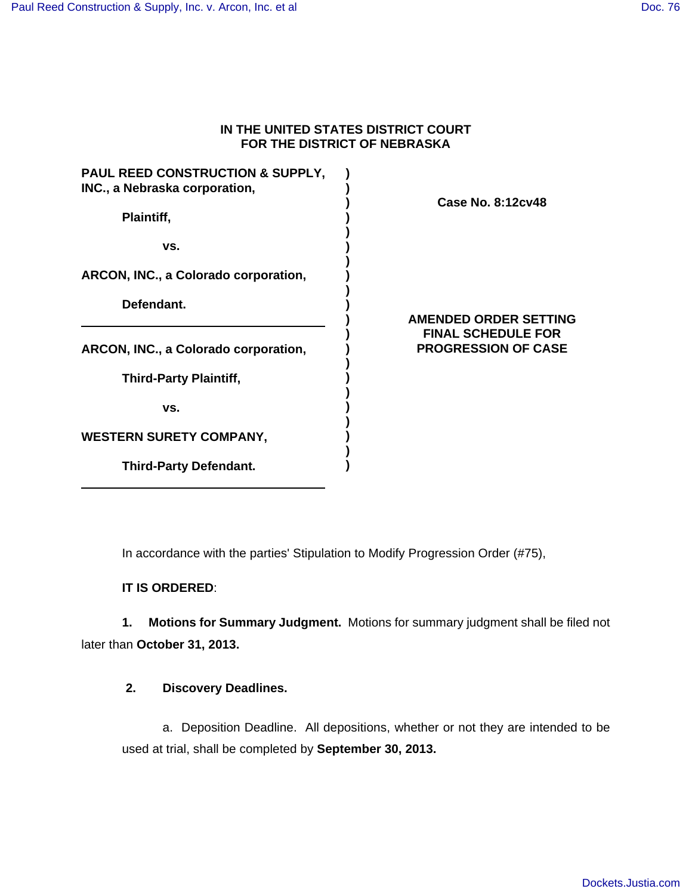**IN THE UNITED STATES DISTRICT COURT**
**FOR THE DISTRICT OF NEBRASKA**

| | |
|---|---|
| **PAUL REED CONSTRUCTION & SUPPLY, INC., a Nebraska corporation,**<br><br>**Plaintiff,**<br><br>**vs.**<br><br>**ARCON, INC., a Colorado corporation,**<br><br>**Defendant.** | **Case No. 8:12cv48** |
| **ARCON, INC., a Colorado corporation,**<br><br>**Third-Party Plaintiff,**<br><br>**vs.**<br><br>**WESTERN SURETY COMPANY,**<br><br>**Third-Party Defendant.** | **AMENDED ORDER SETTING FINAL SCHEDULE FOR PROGRESSION OF CASE** |

In accordance with the parties' Stipulation to Modify Progression Order (#75),

**IT IS ORDERED**:

**1. Motions for Summary Judgment.** Motions for summary judgment shall be filed not later than **October 31, 2013.**

**2. Discovery Deadlines.**

a. Deposition Deadline. All depositions, whether or not they are intended to be used at trial, shall be completed by **September 30, 2013.**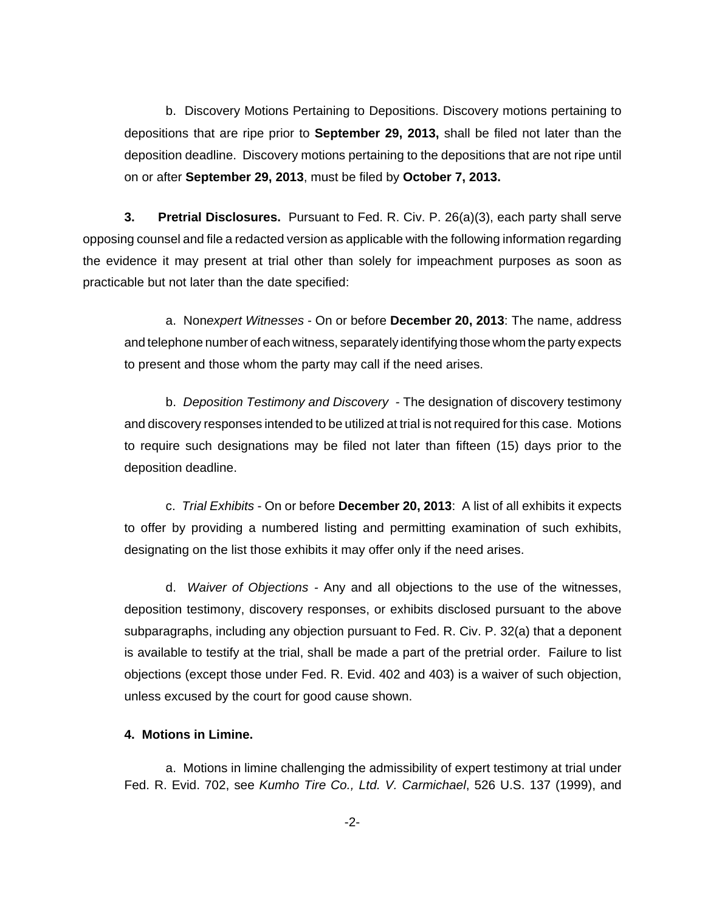b. Discovery Motions Pertaining to Depositions. Discovery motions pertaining to depositions that are ripe prior to **September 29, 2013,** shall be filed not later than the deposition deadline. Discovery motions pertaining to the depositions that are not ripe until on or after **September 29, 2013**, must be filed by **October 7, 2013.**

**3. Pretrial Disclosures.** Pursuant to Fed. R. Civ. P. 26(a)(3), each party shall serve opposing counsel and file a redacted version as applicable with the following information regarding the evidence it may present at trial other than solely for impeachment purposes as soon as practicable but not later than the date specified:

a. Non*expert Witnesses* - On or before **December 20, 2013**: The name, address and telephone number of each witness, separately identifying those whom the party expects to present and those whom the party may call if the need arises.

b. *Deposition Testimony and Discovery* - The designation of discovery testimony and discovery responses intended to be utilized at trial is not required for this case. Motions to require such designations may be filed not later than fifteen (15) days prior to the deposition deadline.

c. *Trial Exhibits* - On or before **December 20, 2013**: A list of all exhibits it expects to offer by providing a numbered listing and permitting examination of such exhibits, designating on the list those exhibits it may offer only if the need arises.

d. *Waiver of Objections* - Any and all objections to the use of the witnesses, deposition testimony, discovery responses, or exhibits disclosed pursuant to the above subparagraphs, including any objection pursuant to Fed. R. Civ. P. 32(a) that a deponent is available to testify at the trial, shall be made a part of the pretrial order. Failure to list objections (except those under Fed. R. Evid. 402 and 403) is a waiver of such objection, unless excused by the court for good cause shown.

**4. Motions in Limine.**

a. Motions in limine challenging the admissibility of expert testimony at trial under Fed. R. Evid. 702, see *Kumho Tire Co., Ltd. V. Carmichael*, 526 U.S. 137 (1999), and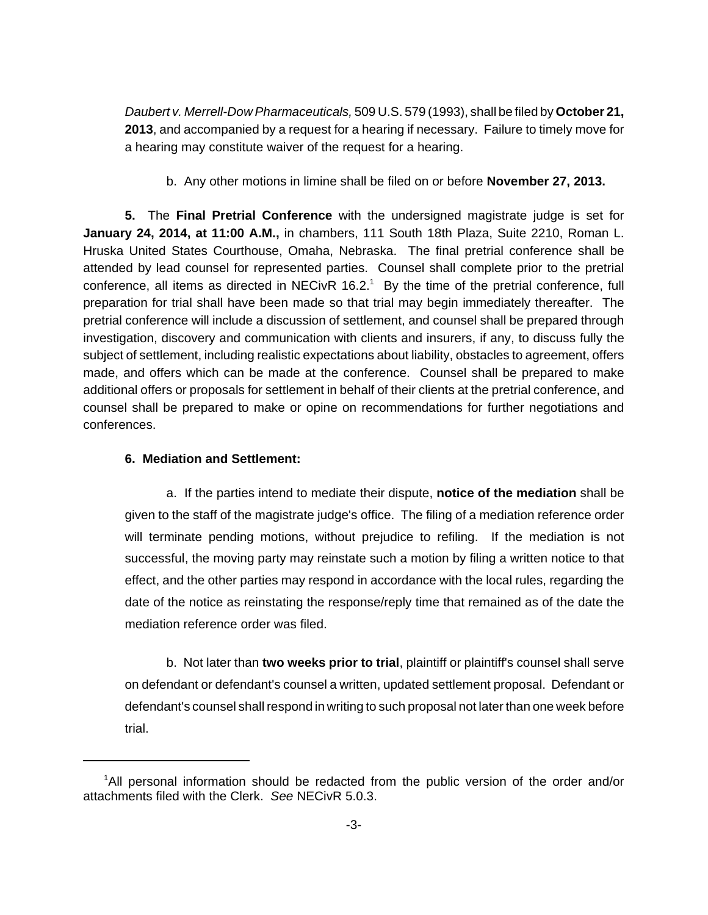*Daubert v. Merrell-Dow Pharmaceuticals,* 509 U.S. 579 (1993), shall be filed by **October 21, 2013**, and accompanied by a request for a hearing if necessary. Failure to timely move for a hearing may constitute waiver of the request for a hearing.

b. Any other motions in limine shall be filed on or before **November 27, 2013.**

**5.** The **Final Pretrial Conference** with the undersigned magistrate judge is set for **January 24, 2014, at 11:00 A.M.,** in chambers, 111 South 18th Plaza, Suite 2210, Roman L. Hruska United States Courthouse, Omaha, Nebraska. The final pretrial conference shall be attended by lead counsel for represented parties. Counsel shall complete prior to the pretrial conference, all items as directed in NECivR 16.2.[1] By the time of the pretrial conference, full preparation for trial shall have been made so that trial may begin immediately thereafter. The pretrial conference will include a discussion of settlement, and counsel shall be prepared through investigation, discovery and communication with clients and insurers, if any, to discuss fully the subject of settlement, including realistic expectations about liability, obstacles to agreement, offers made, and offers which can be made at the conference. Counsel shall be prepared to make additional offers or proposals for settlement in behalf of their clients at the pretrial conference, and counsel shall be prepared to make or opine on recommendations for further negotiations and conferences.

**6. Mediation and Settlement:**

a. If the parties intend to mediate their dispute, **notice of the mediation** shall be given to the staff of the magistrate judge's office. The filing of a mediation reference order will terminate pending motions, without prejudice to refiling. If the mediation is not successful, the moving party may reinstate such a motion by filing a written notice to that effect, and the other parties may respond in accordance with the local rules, regarding the date of the notice as reinstating the response/reply time that remained as of the date the mediation reference order was filed.

b. Not later than **two weeks prior to trial**, plaintiff or plaintiff's counsel shall serve on defendant or defendant's counsel a written, updated settlement proposal. Defendant or defendant's counsel shall respond in writing to such proposal not later than one week before trial.

---

[1] All personal information should be redacted from the public version of the order and/or attachments filed with the Clerk. *See* NECivR 5.0.3.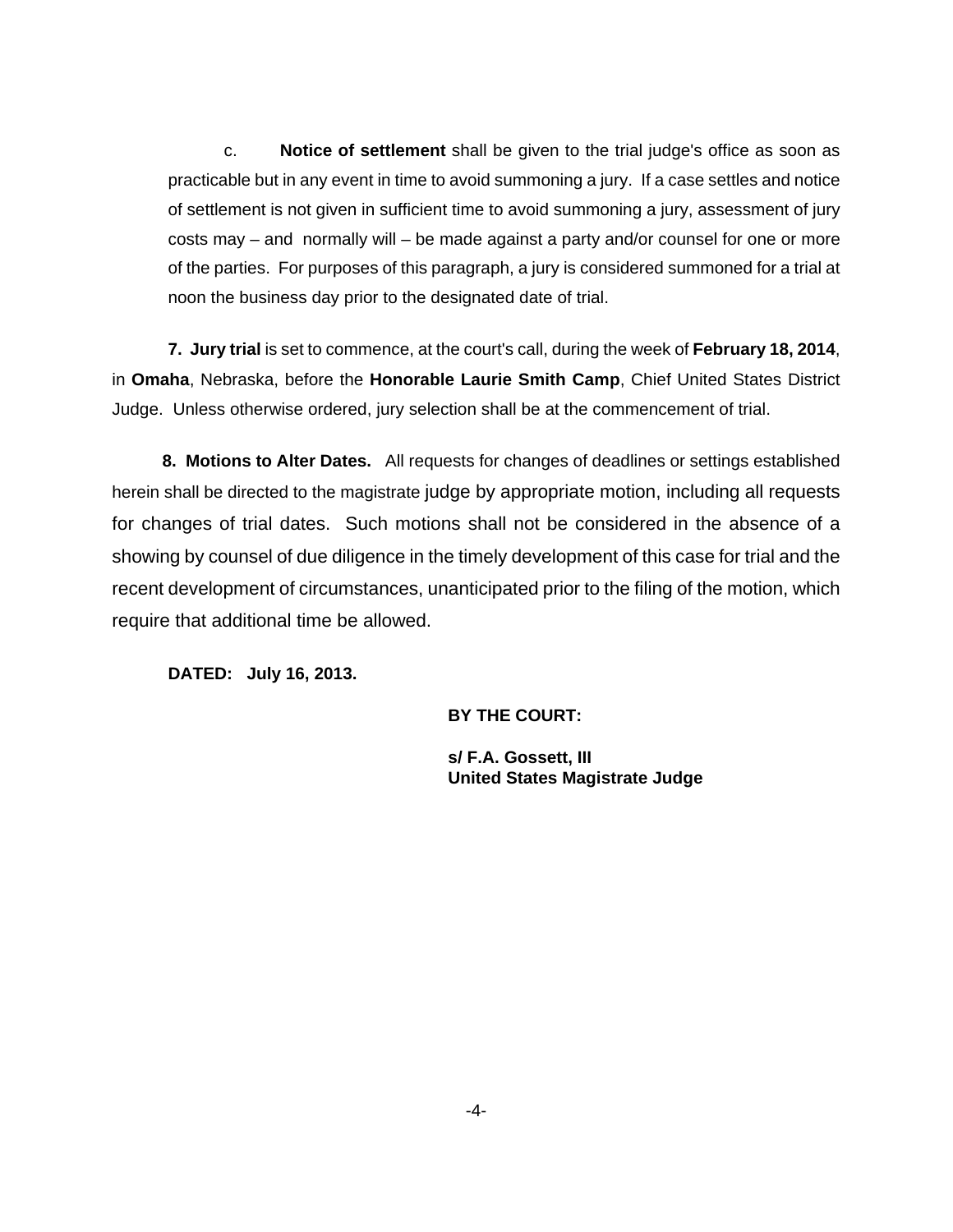c. **Notice of settlement** shall be given to the trial judge's office as soon as practicable but in any event in time to avoid summoning a jury. If a case settles and notice of settlement is not given in sufficient time to avoid summoning a jury, assessment of jury costs may – and normally will – be made against a party and/or counsel for one or more of the parties. For purposes of this paragraph, a jury is considered summoned for a trial at noon the business day prior to the designated date of trial.

**7. Jury trial** is set to commence, at the court's call, during the week of **February 18, 2014**, in **Omaha**, Nebraska, before the **Honorable Laurie Smith Camp**, Chief United States District Judge. Unless otherwise ordered, jury selection shall be at the commencement of trial.

**8. Motions to Alter Dates.** All requests for changes of deadlines or settings established herein shall be directed to the magistrate judge by appropriate motion, including all requests for changes of trial dates. Such motions shall not be considered in the absence of a showing by counsel of due diligence in the timely development of this case for trial and the recent development of circumstances, unanticipated prior to the filing of the motion, which require that additional time be allowed.

**DATED: July 16, 2013.**

**BY THE COURT:**

**s/ F.A. Gossett, III**
**United States Magistrate Judge**